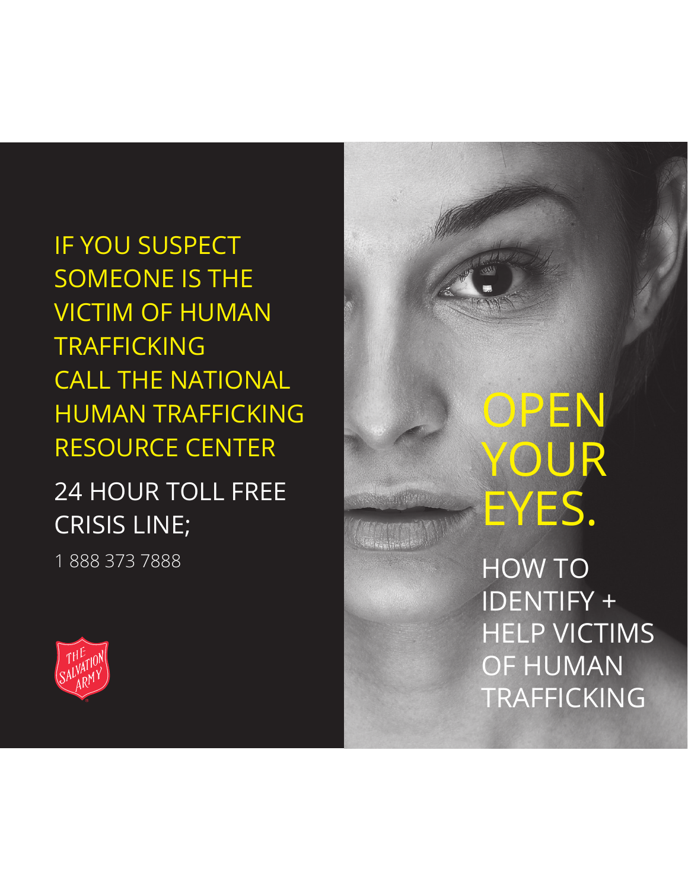IF YOU SUSPECT SOMEONE IS THE VICTIM OF HUMAN TRAFFICKING CALL THE NATIONAL HUMAN TRAFFICKING RESOURCE CENTER

24 HOUR TOLL FREE CRISIS LINE;

1 888 373 7888

THE SALVATION ARMY

# OPEN YOUR EYES.

## HOW TO IDENTIFY + HELP VICTIMS OF HUMAN TRAFFICKING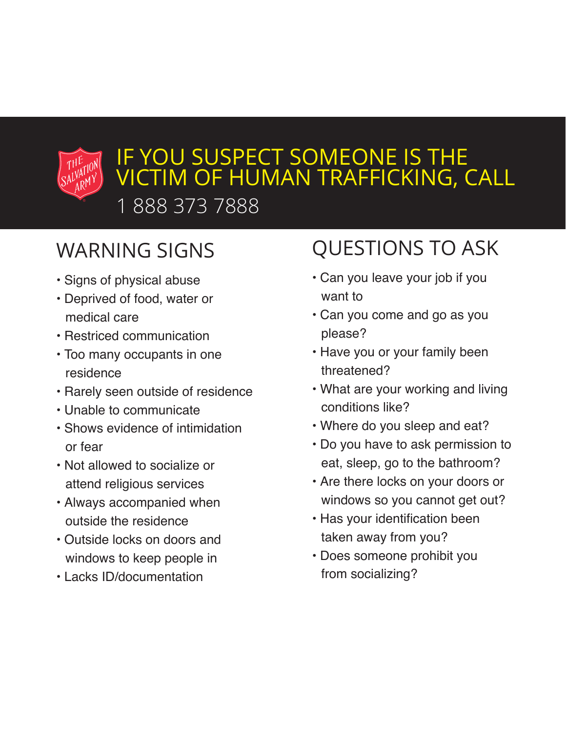# IF YOU SUSPECT SOMEONE IS THE VICTIM OF HUMAN TRAFFICKING, CALL

1 888 373 7888

## WARNING SIGNS

- Signs of physical abuse
- Deprived of food, water or medical care
- Restriced communication
- Too many occupants in one residence
- Rarely seen outside of residence
- Unable to communicate
- Shows evidence of intimidation or fear
- Not allowed to socialize or attend religious services
- Always accompanied when outside the residence
- Outside locks on doors and windows to keep people in
- Lacks ID/documentation

## QUESTIONS TO ASK

- Can you leave your job if you want to
- Can you come and go as you please?
- Have you or your family been threatened?
- What are your working and living conditions like?
- Where do you sleep and eat?
- Do you have to ask permission to eat, sleep, go to the bathroom?
- Are there locks on your doors or windows so you cannot get out?
- Has your identification been taken away from you?
- Does someone prohibit you from socializing?